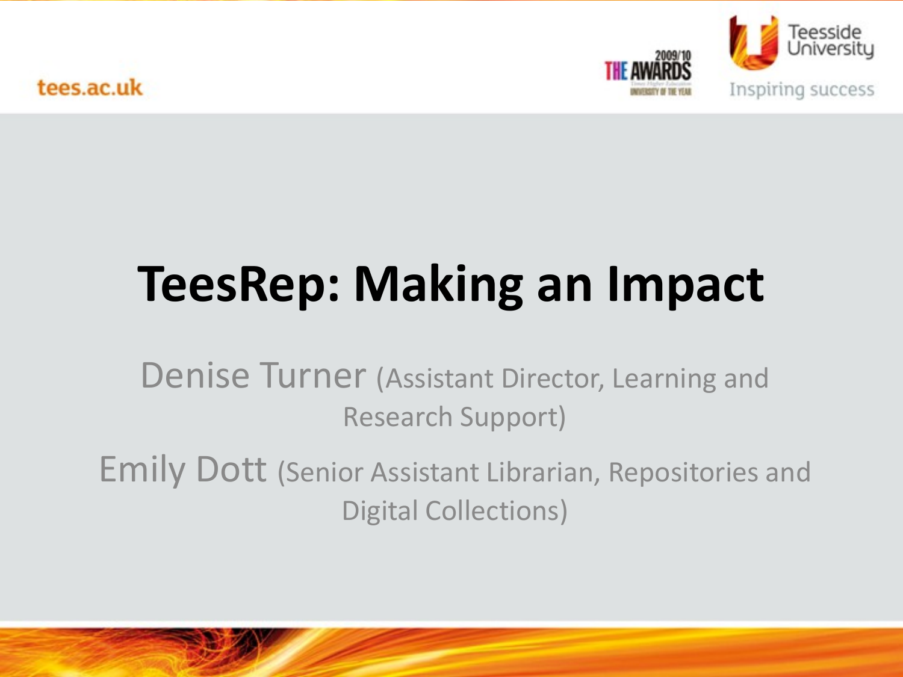# TeesRep: Making an Impact

Denise Turner (Assistant Director, Learning and Research Support)

Emily Dott (Senior Assistant Librarian, Repositories and Digital Collections)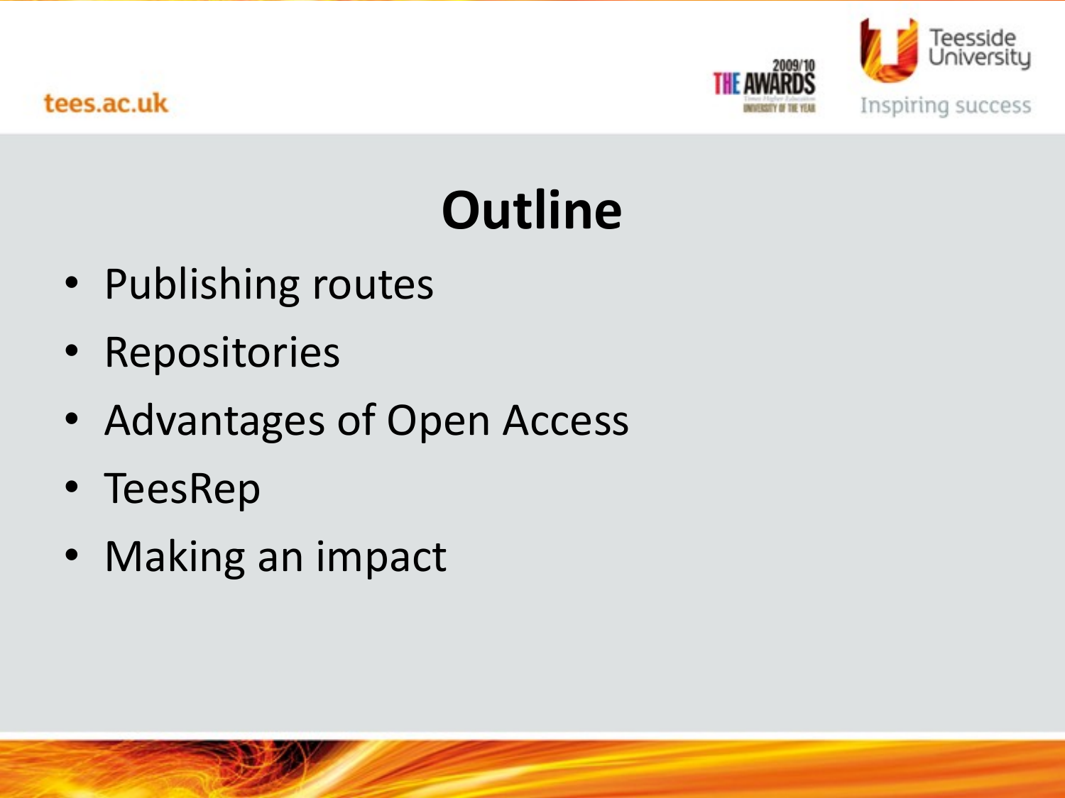# Outline

- Publishing routes
- Repositories
- Advantages of Open Access
- TeesRep
- Making an impact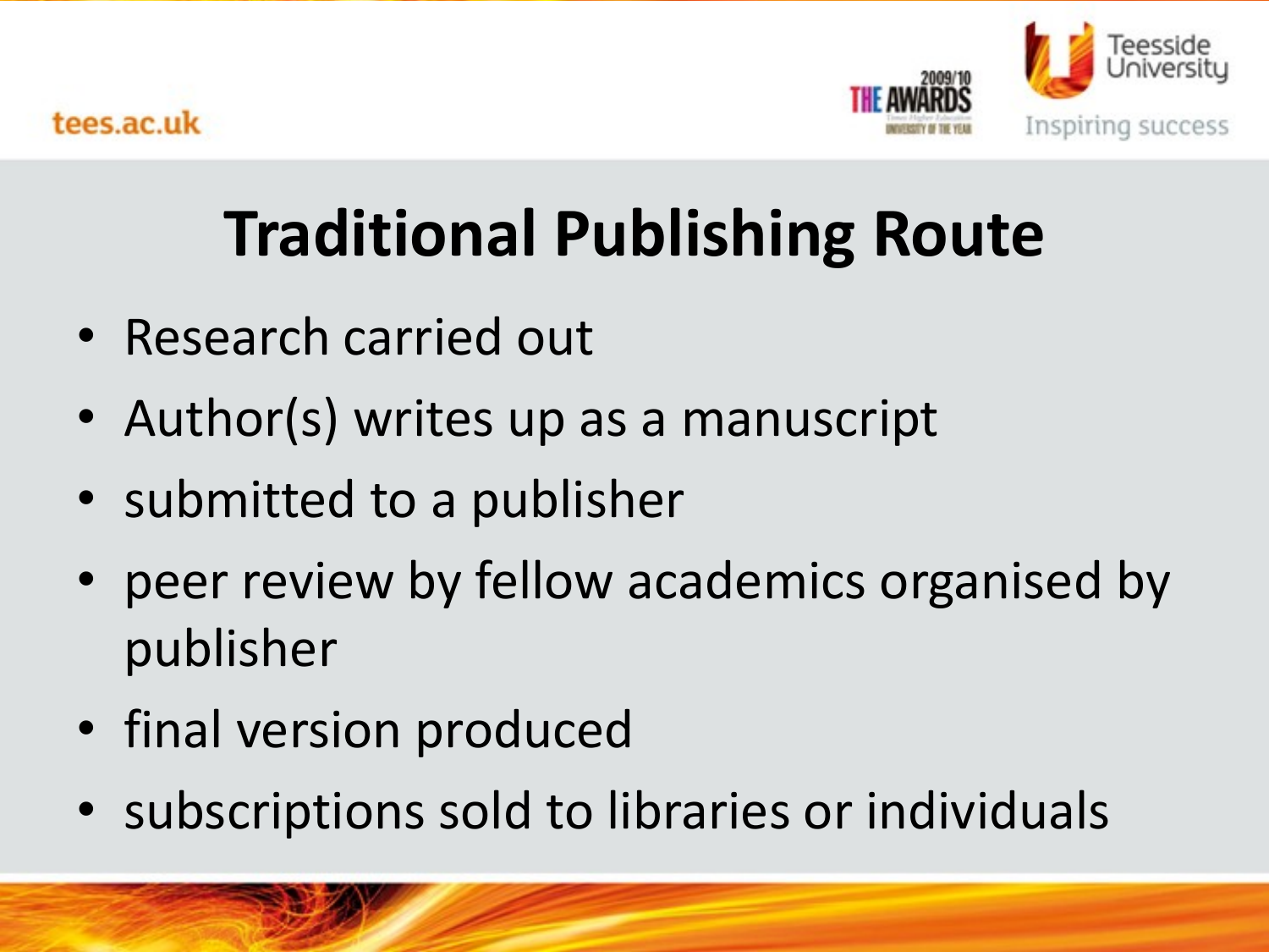# Traditional Publishing Route

- Research carried out
- Author(s) writes up as a manuscript
- submitted to a publisher
- peer review by fellow academics organised by publisher
- final version produced
- subscriptions sold to libraries or individuals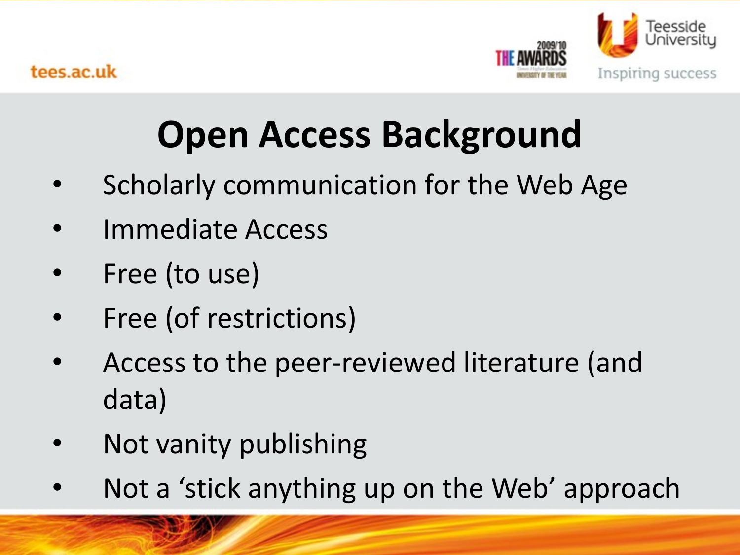# Open Access Background

- Scholarly communication for the Web Age
- Immediate Access
- Free (to use)
- Free (of restrictions)
- Access to the peer-reviewed literature (and data)
- Not vanity publishing
- Not a ‘stick anything up on the Web’ approach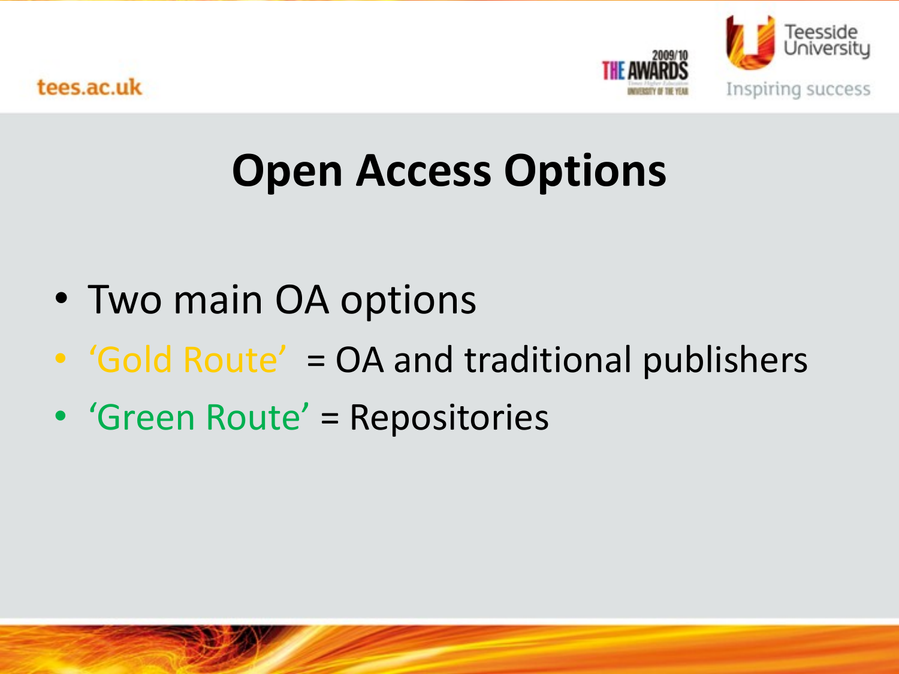# Open Access Options

- Two main OA options
- ‘Gold Route’ = OA and traditional publishers
- ‘Green Route’ = Repositories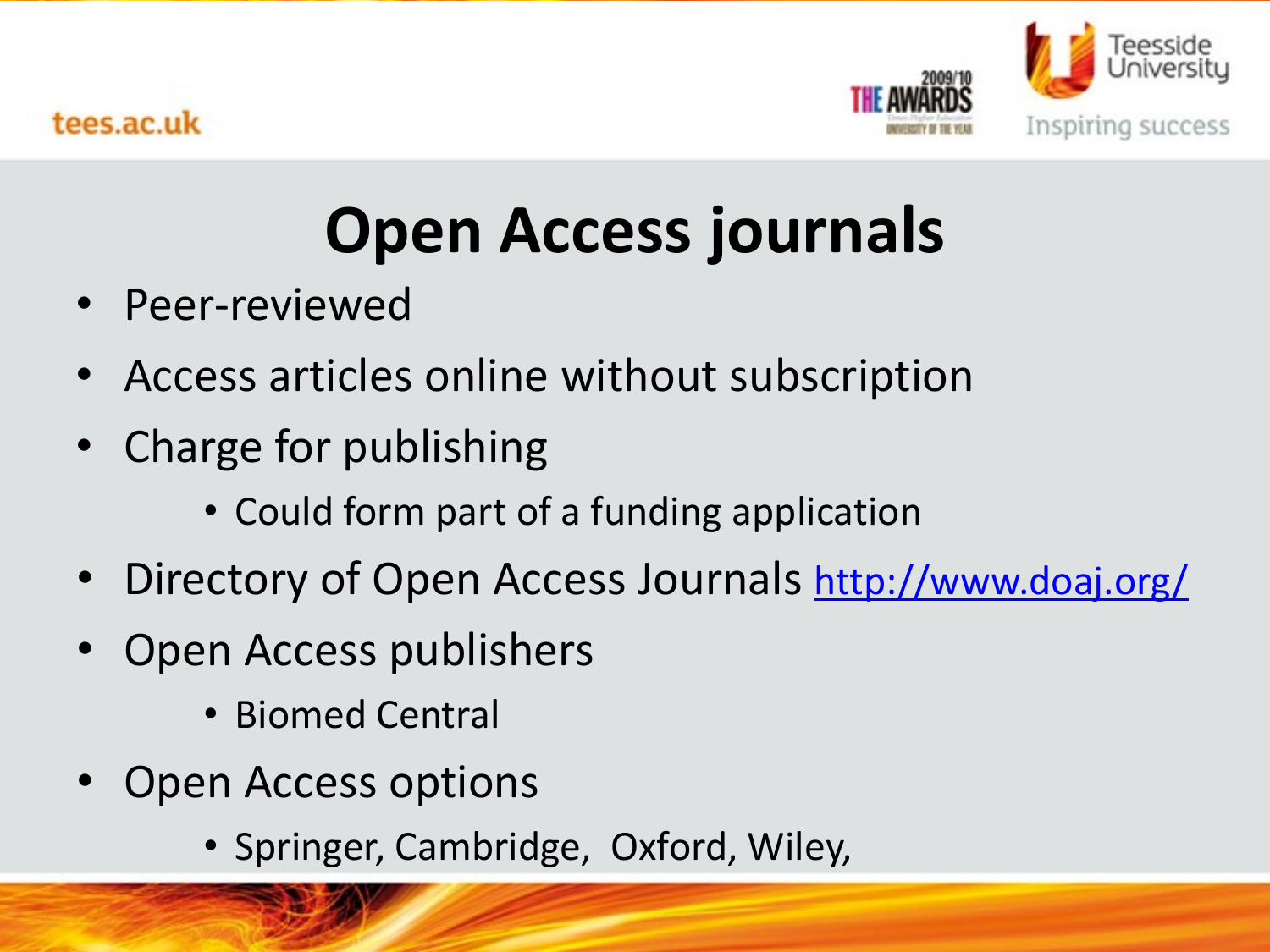# Open Access journals

- Peer-reviewed
- Access articles online without subscription
- Charge for publishing
  - Could form part of a funding application
- Directory of Open Access Journals http://www.doaj.org/
- Open Access publishers
  - Biomed Central
- Open Access options
  - Springer, Cambridge, Oxford, Wiley,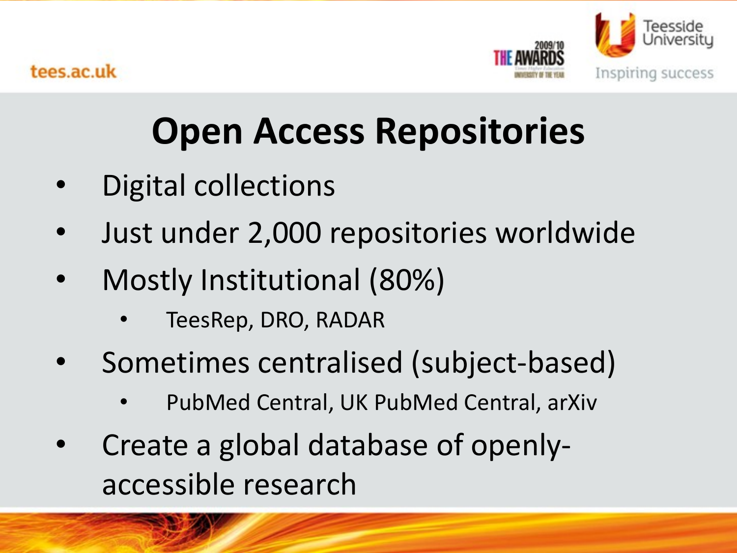# Open Access Repositories

- Digital collections
- Just under 2,000 repositories worldwide
- Mostly Institutional (80%)
  - TeesRep, DRO, RADAR
- Sometimes centralised (subject-based)
  - PubMed Central, UK PubMed Central, arXiv
- Create a global database of openly-accessible research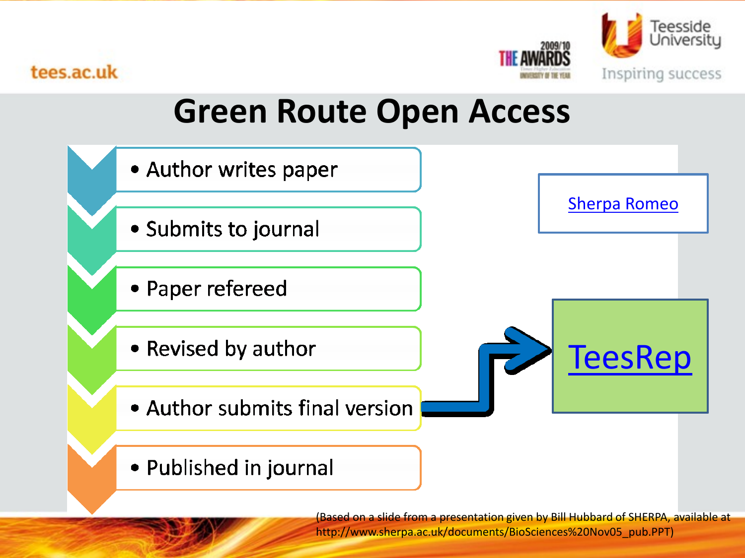# Green Route Open Access

- Author writes paper
- Submits to journal
- Paper refereed
- Revised by author
- Author submits final version
- Published in journal

Sherpa Romeo

TeesRep

(Based on a slide from a presentation given by Bill Hubbard of SHERPA, available at http://www.sherpa.ac.uk/documents/BioSciences%20Nov05_pub.PPT)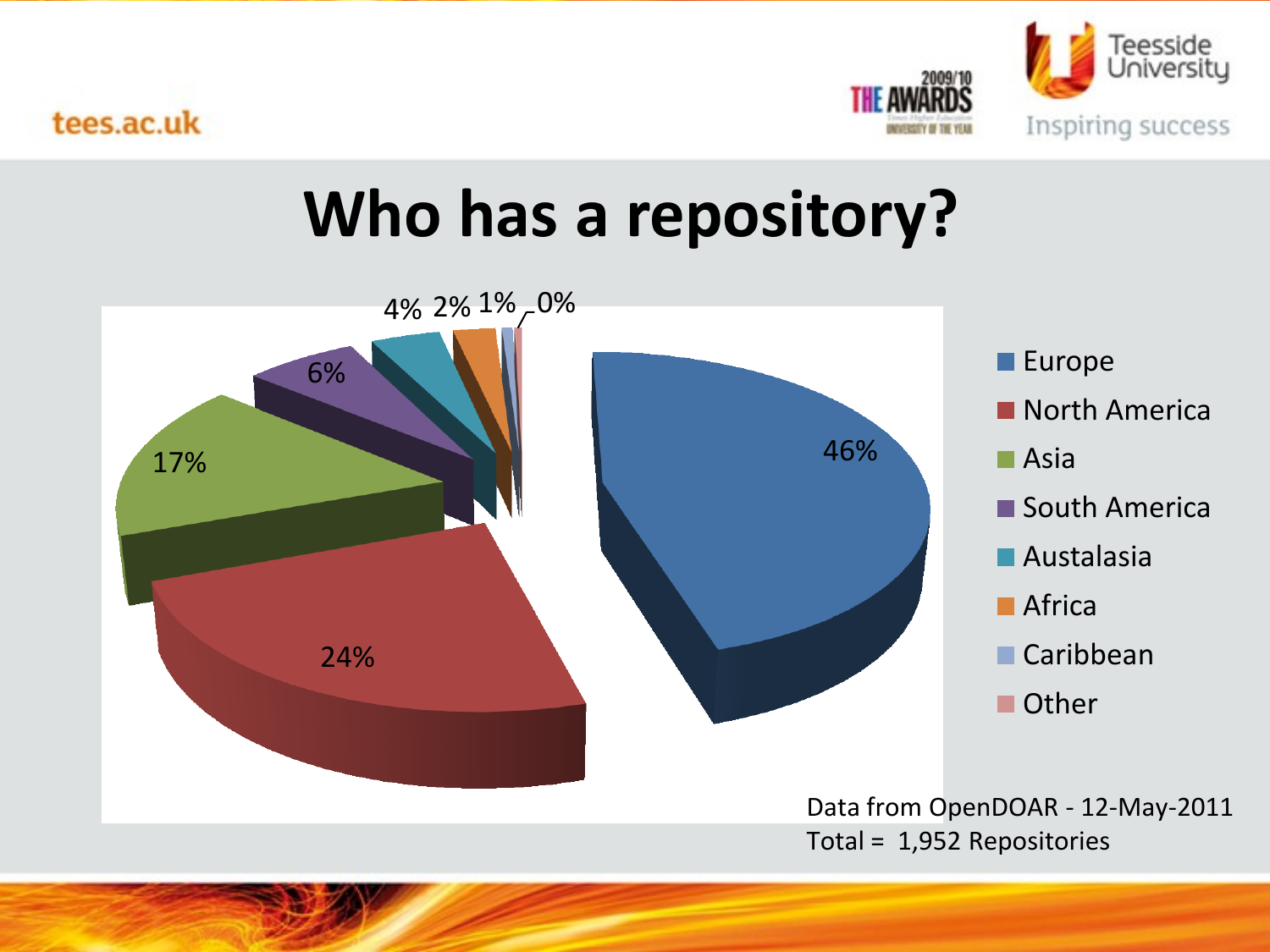# Who has a repository?

| Region | Percentage |
| --- | --- |
| Europe | 46% |
| North America | 24% |
| Asia | 17% |
| South America | 6% |
| Austalasia | 4% |
| Africa | 2% |
| Caribbean | 1% |
| Other | 0% |

Data from OpenDOAR - 12-May-2011
Total = 1,952 Repositories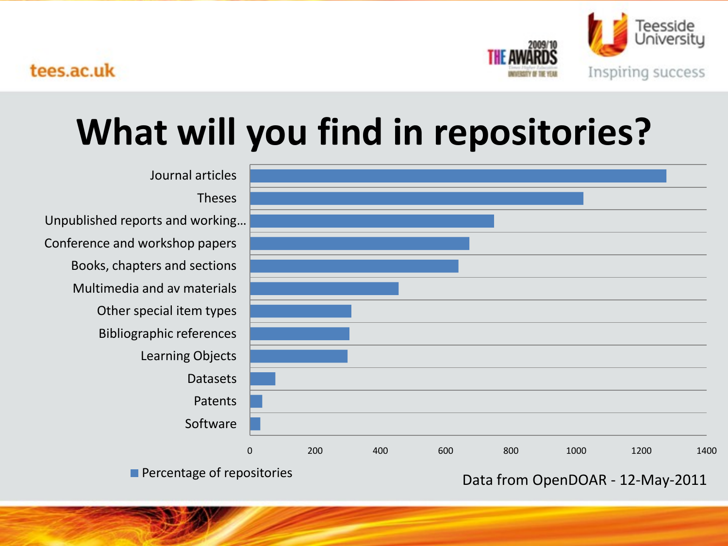# What will you find in repositories?

| Item type | Percentage of repositories |
|---|---|
| Journal articles | ~1280 |
| Theses | ~1025 |
| Unpublished reports and working… | ~750 |
| Conference and workshop papers | ~675 |
| Books, chapters and sections | ~640 |
| Multimedia and av materials | ~455 |
| Other special item types | ~310 |
| Bibliographic references | ~305 |
| Learning Objects | ~300 |
| Datasets | ~78 |
| Patents | ~38 |
| Software | ~32 |

Data from OpenDOAR - 12-May-2011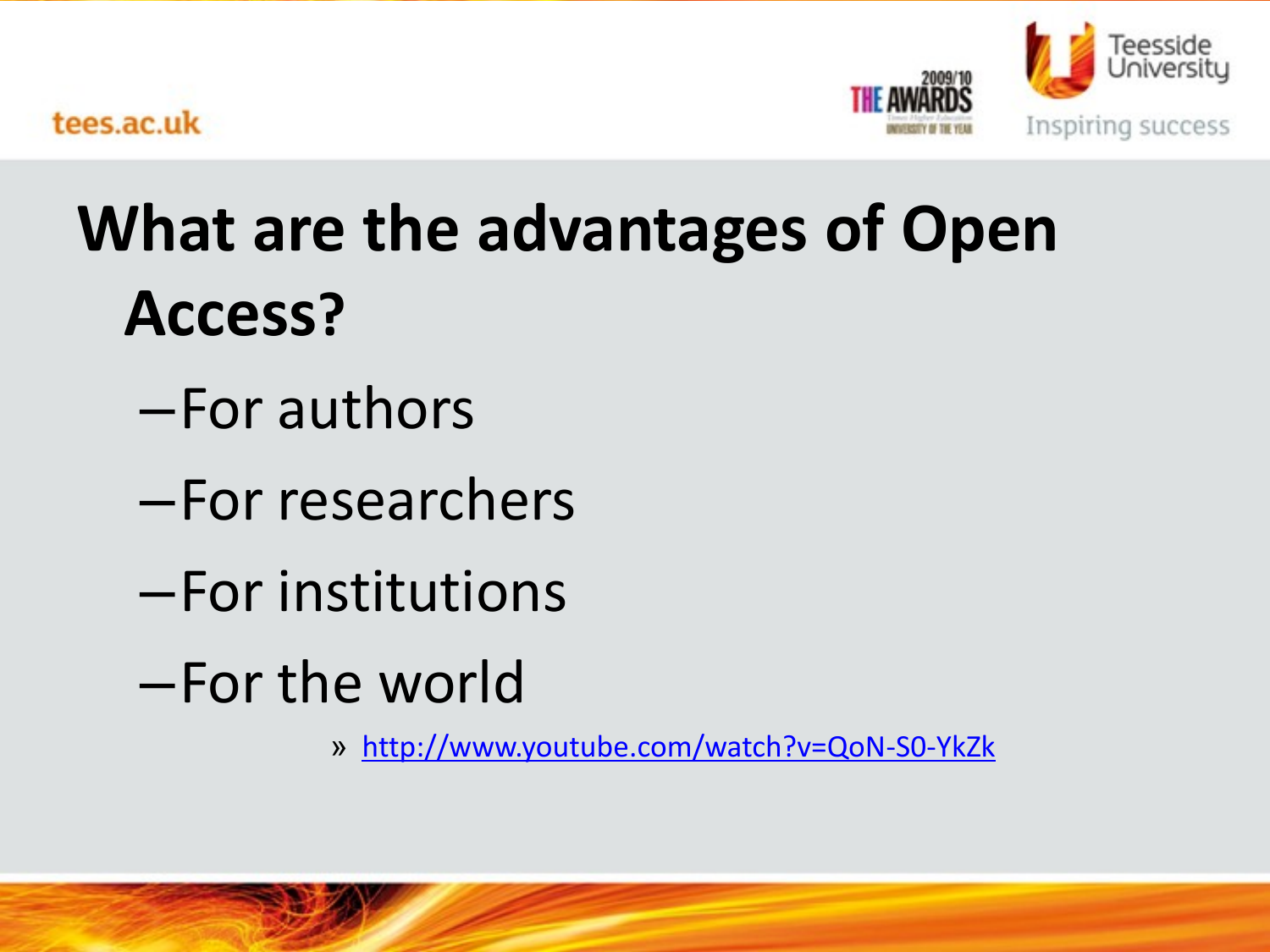# What are the advantages of Open Access?

- For authors
- For researchers
- For institutions
- For the world
  - » http://www.youtube.com/watch?v=QoN-S0-YkZk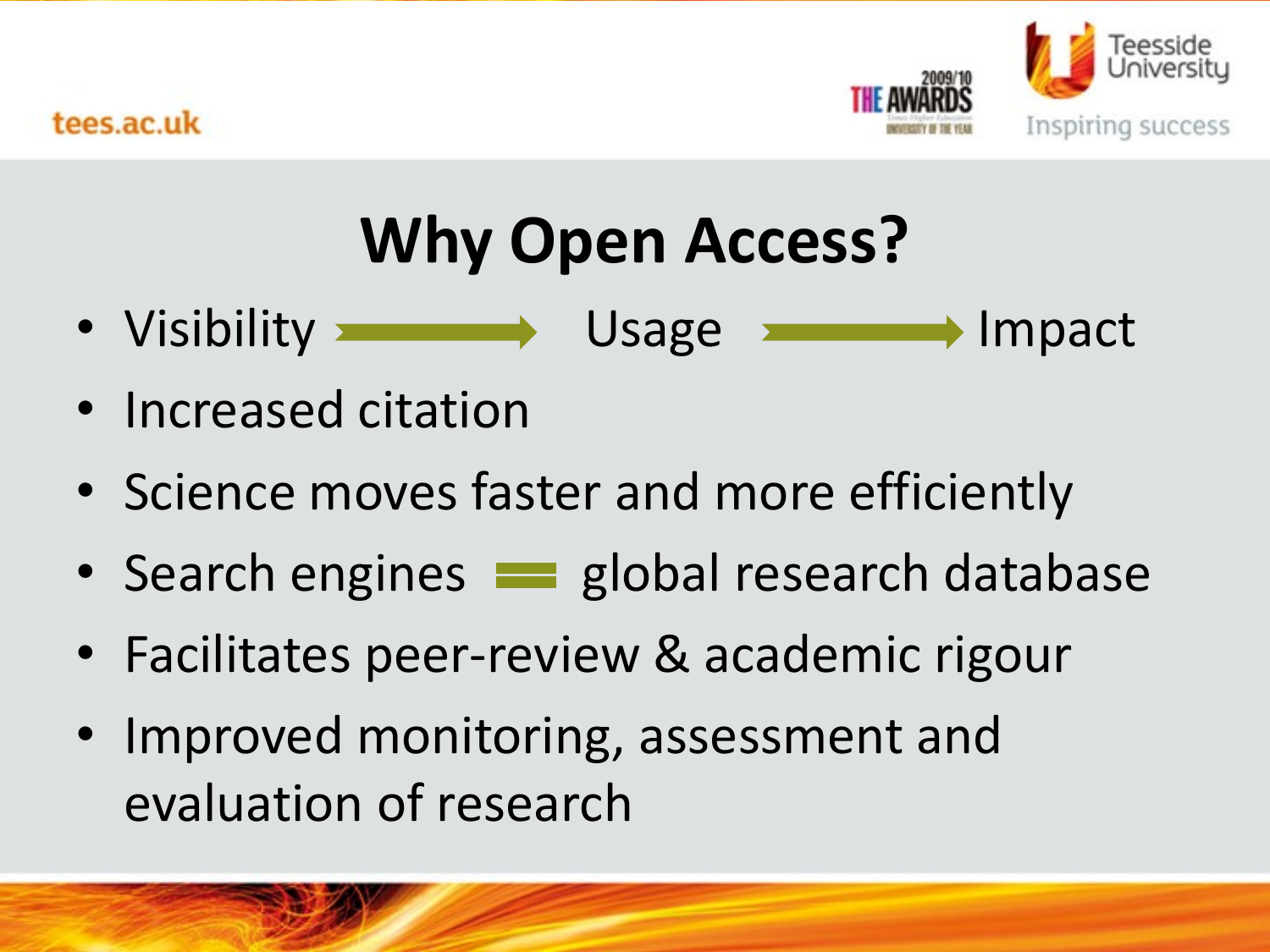# Why Open Access?

- Visibility → Usage → Impact
- Increased citation
- Science moves faster and more efficiently
- Search engines = global research database
- Facilitates peer-review & academic rigour
- Improved monitoring, assessment and evaluation of research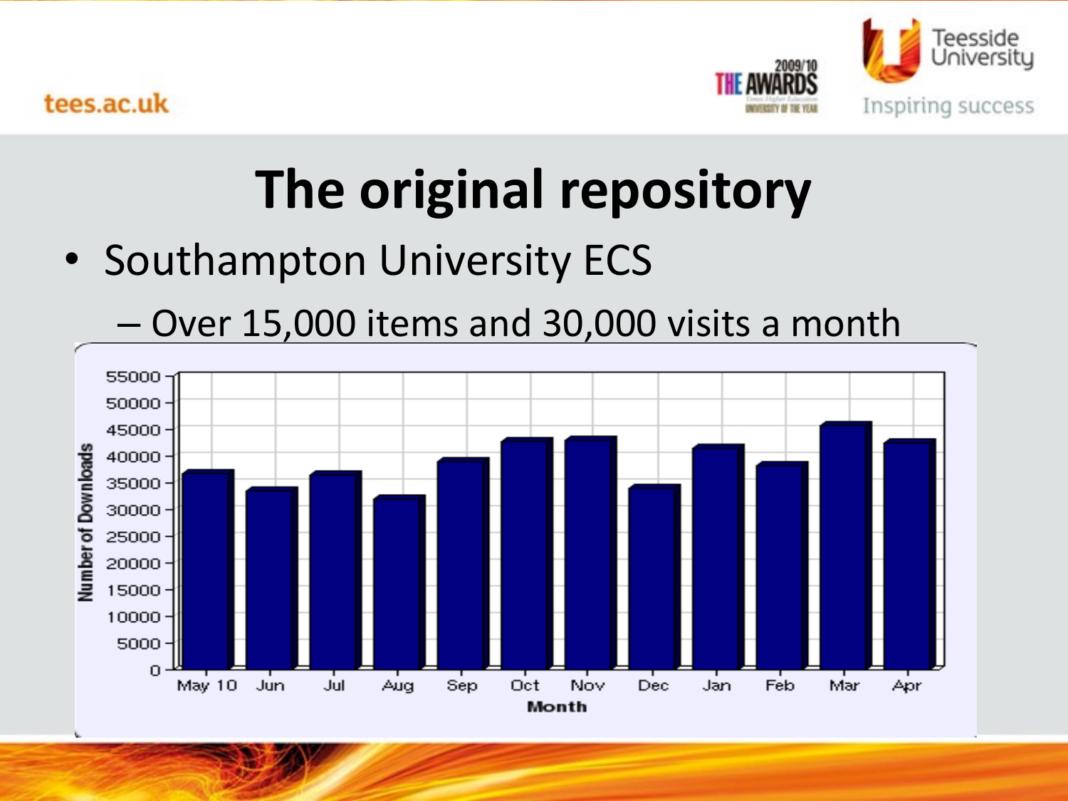# The original repository

- Southampton University ECS
  - Over 15,000 items and 30,000 visits a month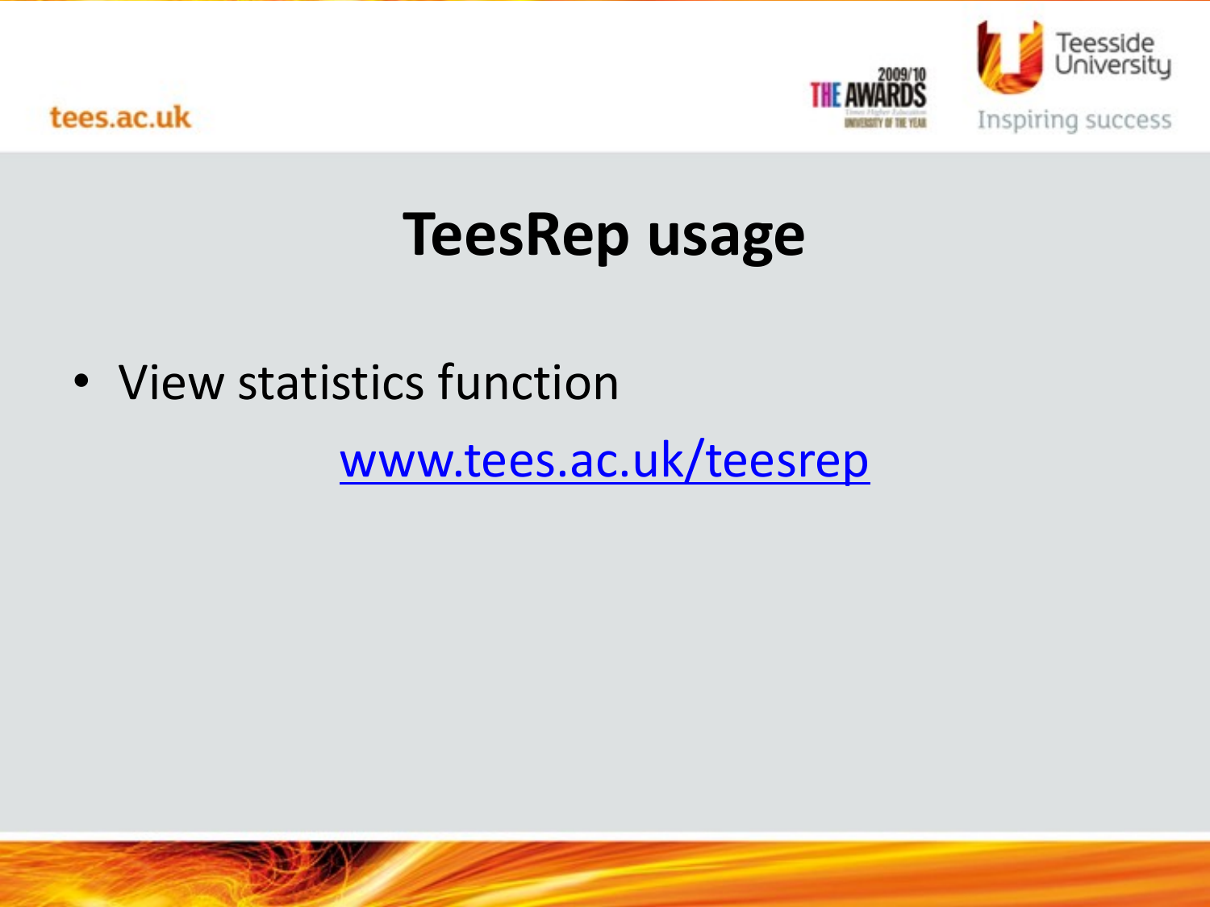# TeesRep usage

- View statistics function

  www.tees.ac.uk/teesrep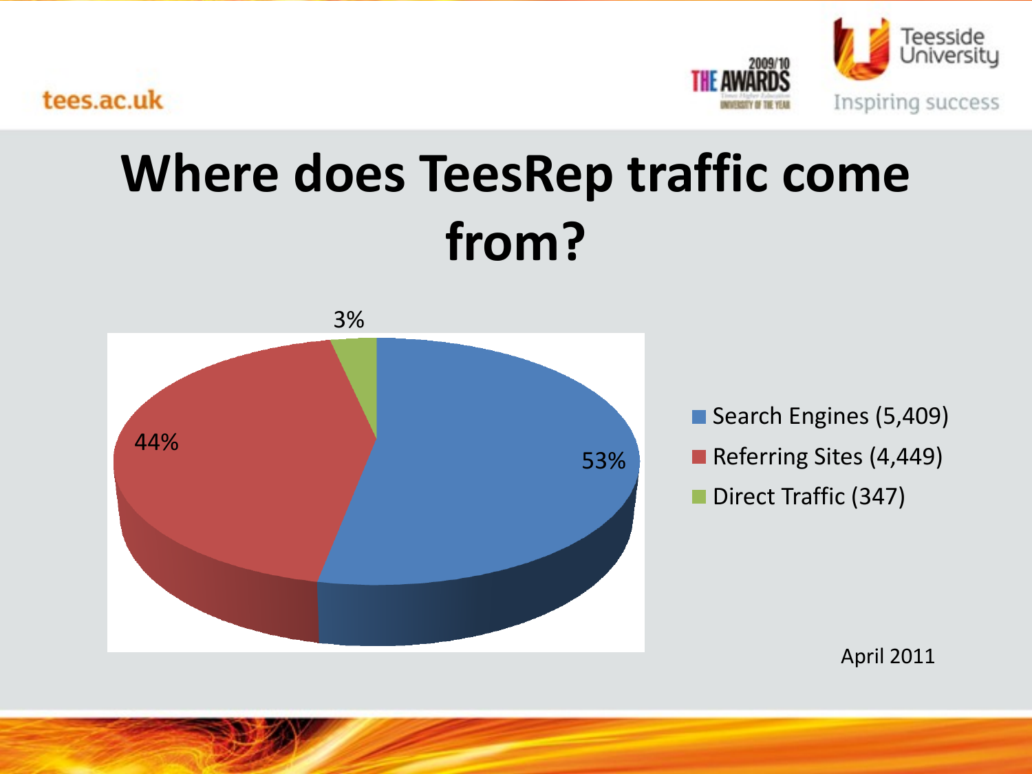# Where does TeesRep traffic come from?

3%

44%

53%

- Search Engines (5,409)
- Referring Sites (4,449)
- Direct Traffic (347)

April 2011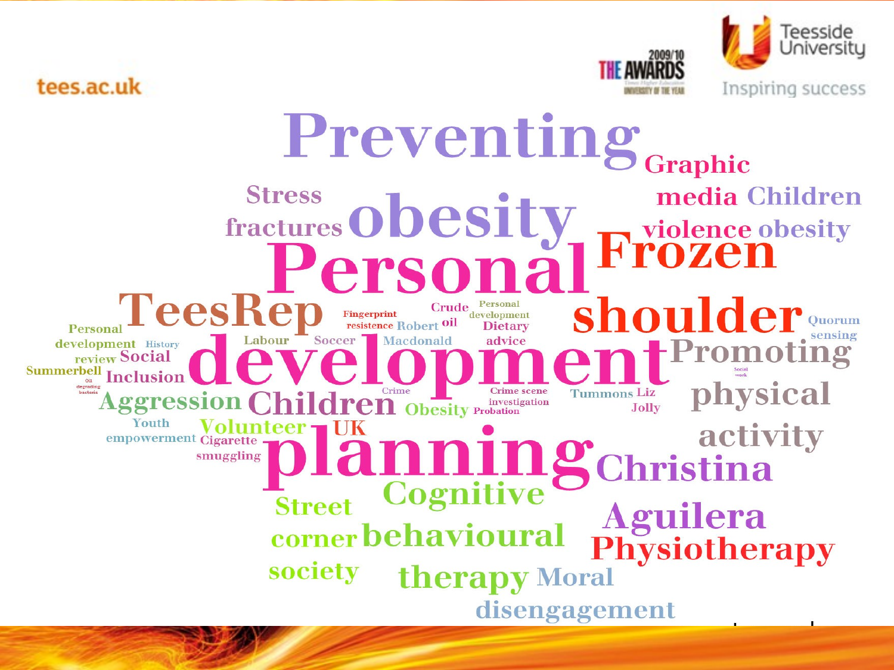tees.ac.uk

2009/10 THE AWARDS

Teesside University

Inspiring success

Preventing obesity Graphic media violence Children obesity Stress fractures Personal Frozen shoulder TeesRep Fingerprint resistence Robert Macdonald Crude oil Personal development Dietary advice Quorum sensing Personal development review History Summerbell Social Inclusion Labour Soccer development Promoting physical activity Social work Oil degrading bacteria Aggression Children Crime Obesity Crime scene investigation Probation Tummons Liz Jolly Youth empowerment Volunteer UK Cigarette smuggling planning Christina Aguilera Street corner society Cognitive behavioural therapy Physiotherapy Moral disengagement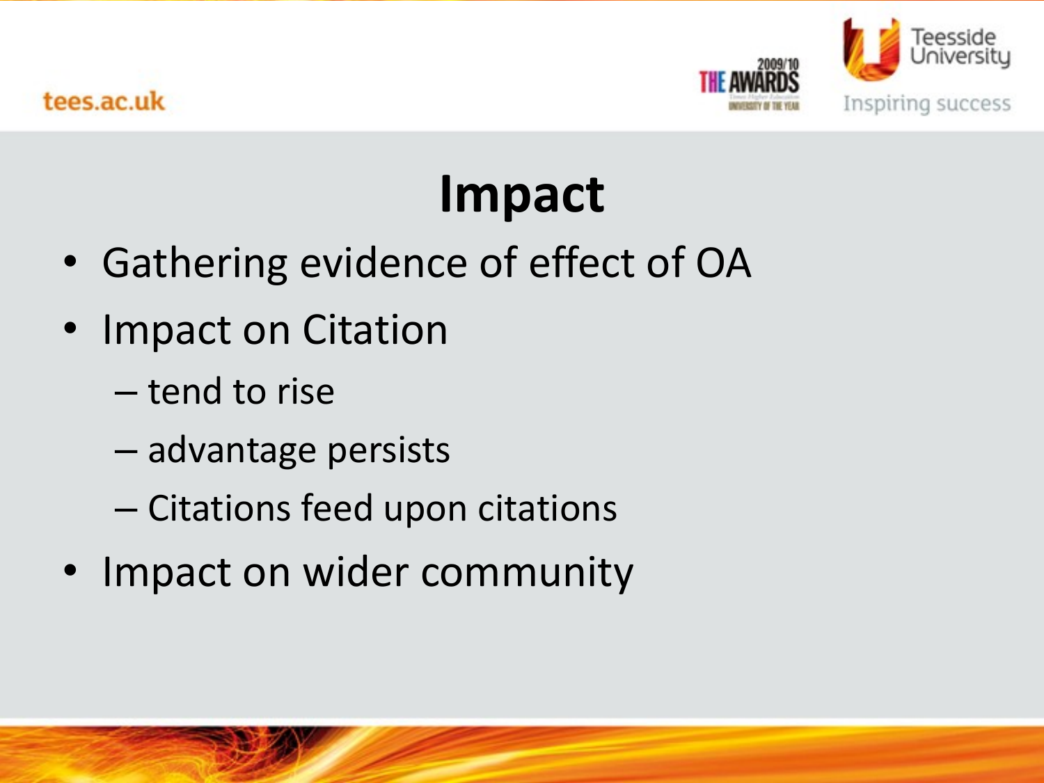# Impact

- Gathering evidence of effect of OA
- Impact on Citation
  - tend to rise
  - advantage persists
  - Citations feed upon citations
- Impact on wider community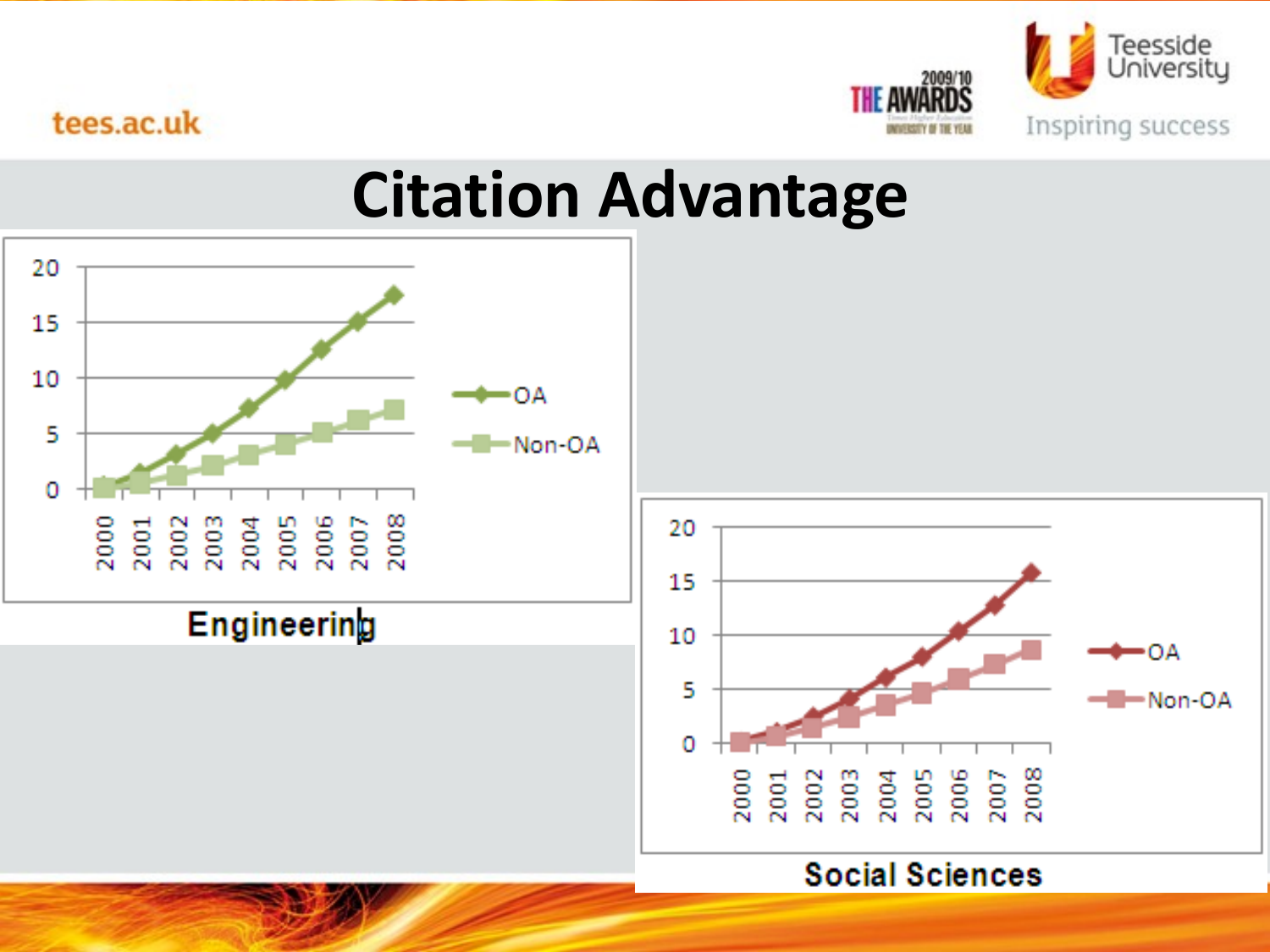# Citation Advantage

Engineering

Social Sciences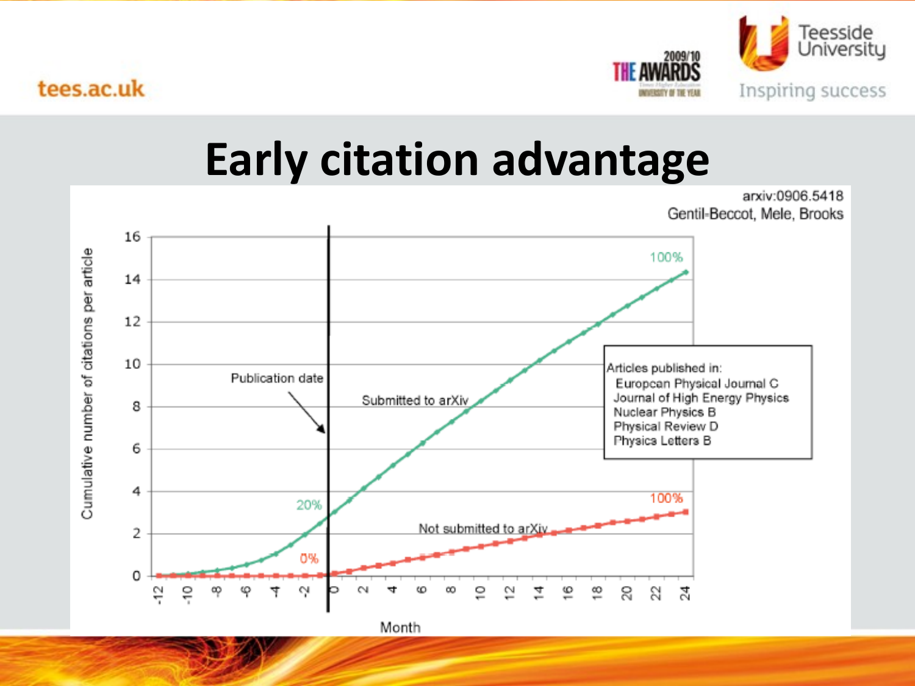# Early citation advantage

arxiv:0906.5418
Gentil-Beccot, Mele, Brooks

Articles published in:
- European Physical Journal C
- Journal of High Energy Physics
- Nuclear Physics B
- Physical Review D
- Physics Letters B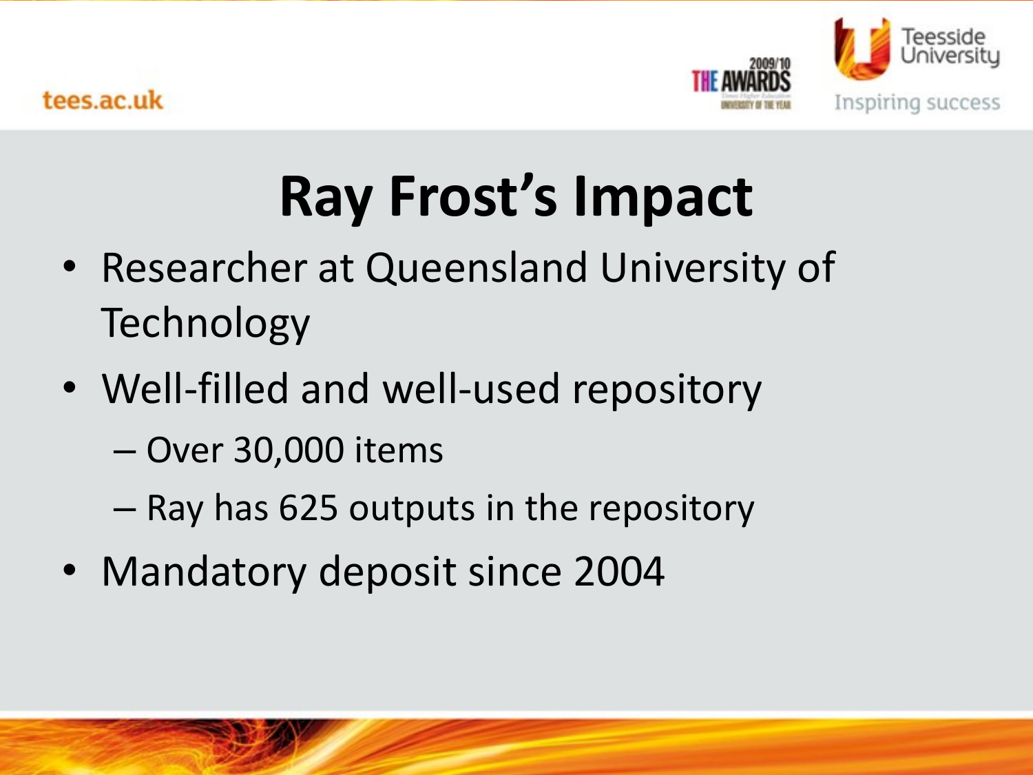# Ray Frost's Impact

- Researcher at Queensland University of Technology
- Well-filled and well-used repository
  - Over 30,000 items
  - Ray has 625 outputs in the repository
- Mandatory deposit since 2004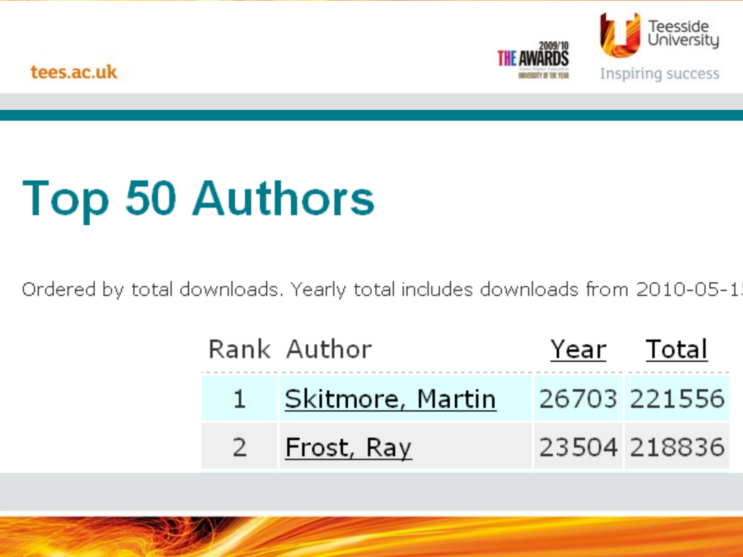# Top 50 Authors

Ordered by total downloads. Yearly total includes downloads from 2010-05-1

| Rank | Author | Year | Total |
|---|---|---|---|
| 1 | Skitmore, Martin | 26703 | 221556 |
| 2 | Frost, Ray | 23504 | 218836 |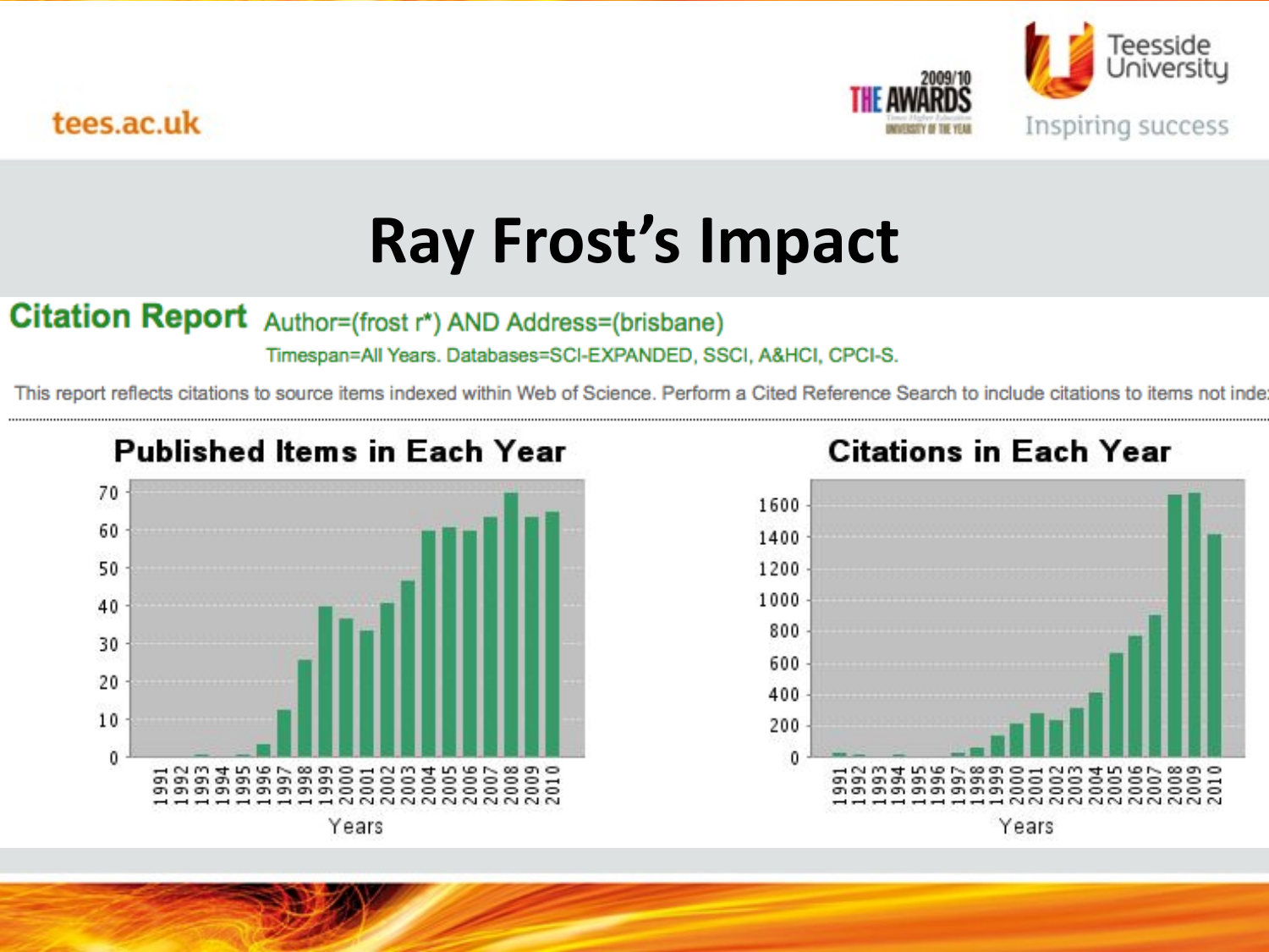# Ray Frost's Impact

**Citation Report** Author=(frost r*) AND Address=(brisbane)

Timespan=All Years. Databases=SCI-EXPANDED, SSCI, A&HCI, CPCI-S.

This report reflects citations to source items indexed within Web of Science. Perform a Cited Reference Search to include citations to items not inde

## Published Items in Each Year

## Citations in Each Year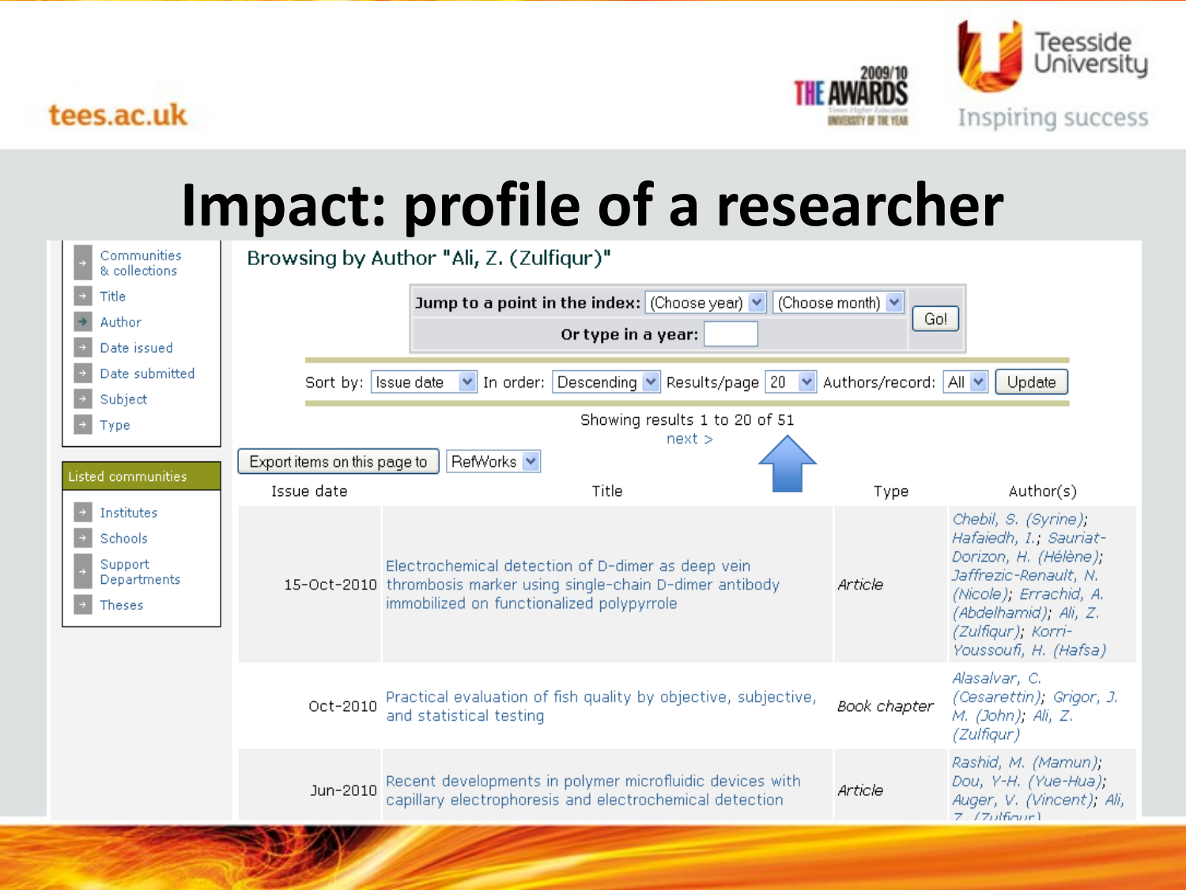# Impact: profile of a researcher

- Communities & collections
- Title
- Author
- Date issued
- Date submitted
- Subject
- Type

**Listed communities**

- Institutes
- Schools
- Support Departments
- Theses

## Browsing by Author "Ali, Z. (Zulfiqur)"

**Jump to a point in the index:** (Choose year) (Choose month) Go!

**Or type in a year:**

Sort by: Issue date In order: Descending Results/page 20 Authors/record: All Update

Showing results 1 to 20 of 51

next >

Export items on this page to RefWorks

| Issue date | Title | Type | Author(s) |
|---|---|---|---|
| 15-Oct-2010 | Electrochemical detection of D-dimer as deep vein thrombosis marker using single-chain D-dimer antibody immobilized on functionalized polypyrrole | *Article* | *Chebil, S. (Syrine); Hafaiedh, I.; Sauriat-Dorizon, H. (Hélène); Jaffrezic-Renault, N. (Nicole); Errachid, A. (Abdelhamid); Ali, Z. (Zulfiqur); Korri-Youssoufi, H. (Hafsa)* |
| Oct-2010 | Practical evaluation of fish quality by objective, subjective, and statistical testing | *Book chapter* | *Alasalvar, C. (Cesarettin); Grigor, J. M. (John); Ali, Z. (Zulfiqur)* |
| Jun-2010 | Recent developments in polymer microfluidic devices with capillary electrophoresis and electrochemical detection | *Article* | *Rashid, M. (Mamun); Dou, Y-H. (Yue-Hua); Auger, V. (Vincent); Ali, Z. (Zulfiqur)* |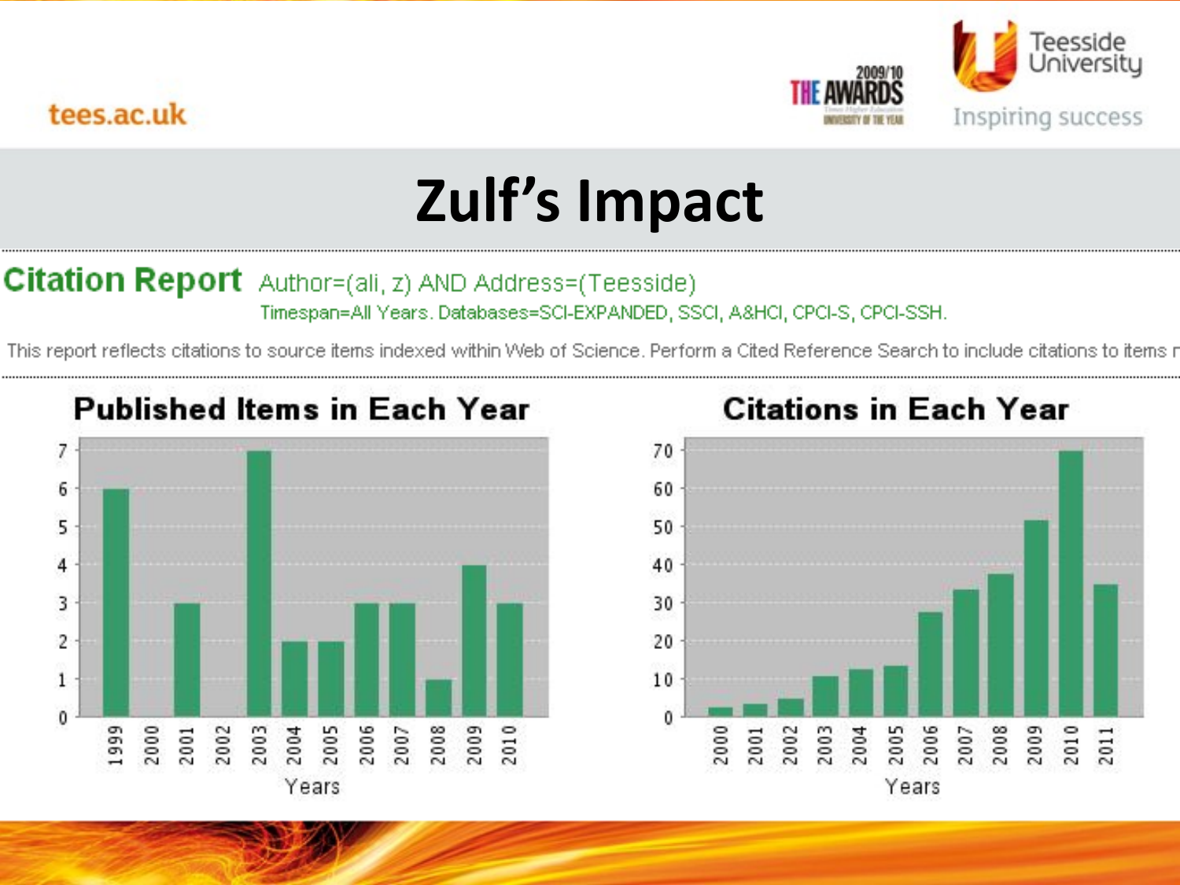# Zulf's Impact

**Citation Report** Author=(ali, z) AND Address=(Teesside)

Timespan=All Years. Databases=SCI-EXPANDED, SSCI, A&HCI, CPCI-S, CPCI-SSH.

This report reflects citations to source items indexed within Web of Science. Perform a Cited Reference Search to include citations to items r

## Published Items in Each Year

| Years | 1999 | 2000 | 2001 | 2002 | 2003 | 2004 | 2005 | 2006 | 2007 | 2008 | 2009 | 2010 |
|---|---|---|---|---|---|---|---|---|---|---|---|---|
| Items | 6 | 0 | 3 | 0 | 7 | 2 | 2 | 3 | 3 | 1 | 4 | 3 |

## Citations in Each Year

| Years | 2000 | 2001 | 2002 | 2003 | 2004 | 2005 | 2006 | 2007 | 2008 | 2009 | 2010 | 2011 |
|---|---|---|---|---|---|---|---|---|---|---|---|---|
| Citations | 2 | 3 | 4 | 10 | 12 | 13 | 27 | 33 | 37 | 51 | 70 | 34 |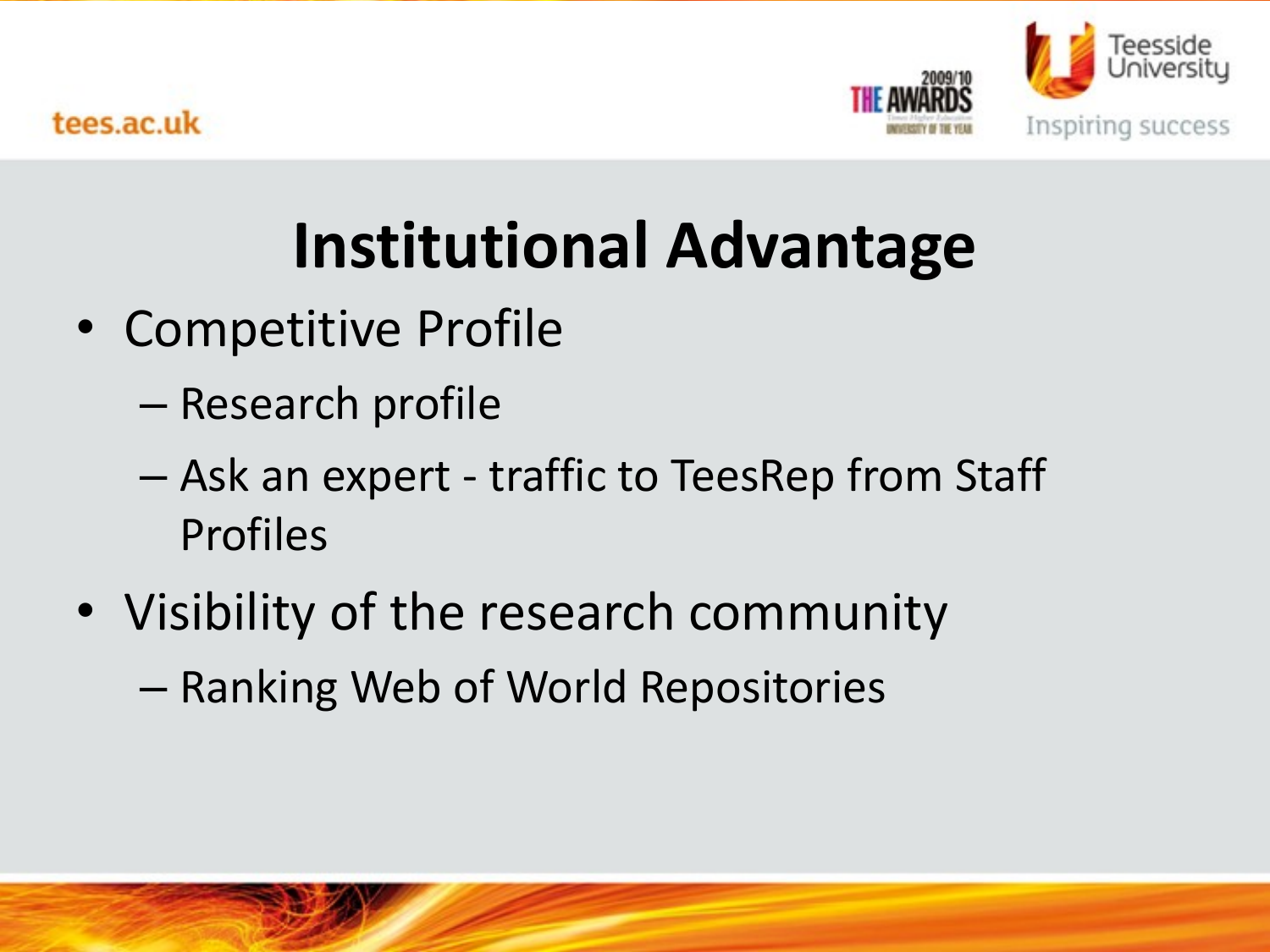# Institutional Advantage

- Competitive Profile
  - Research profile
  - Ask an expert - traffic to TeesRep from Staff Profiles
- Visibility of the research community
  - Ranking Web of World Repositories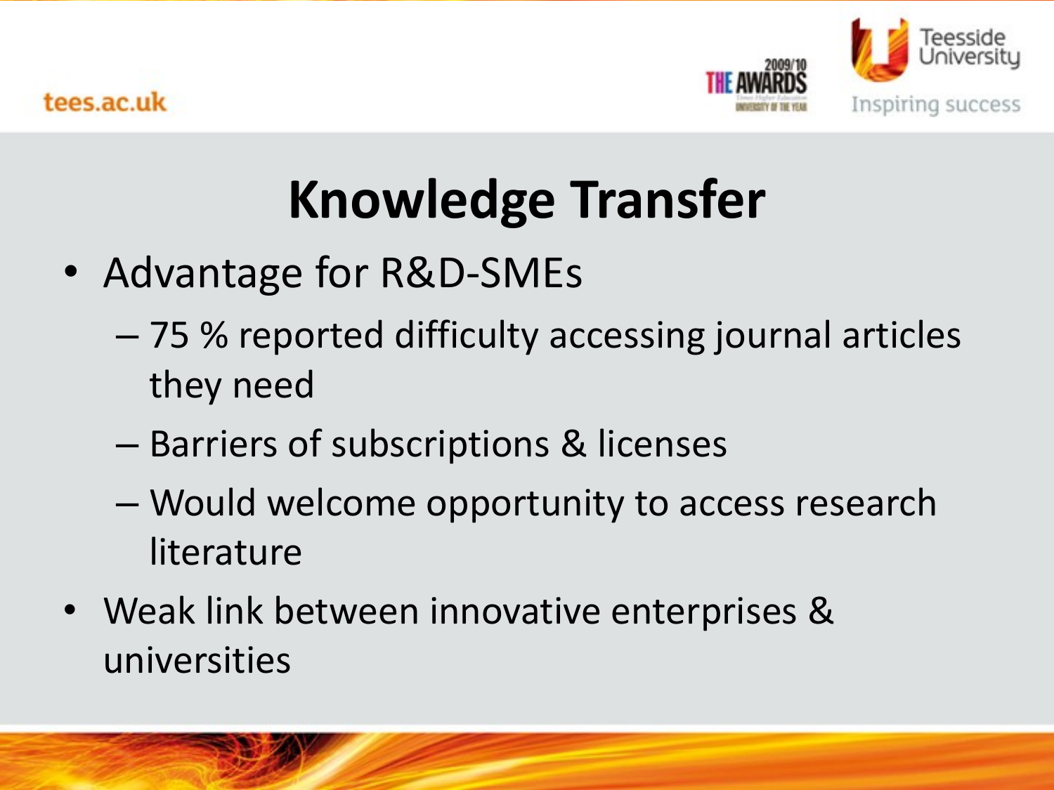# Knowledge Transfer

- Advantage for R&D-SMEs
  - 75 % reported difficulty accessing journal articles they need
  - Barriers of subscriptions & licenses
  - Would welcome opportunity to access research literature
- Weak link between innovative enterprises & universities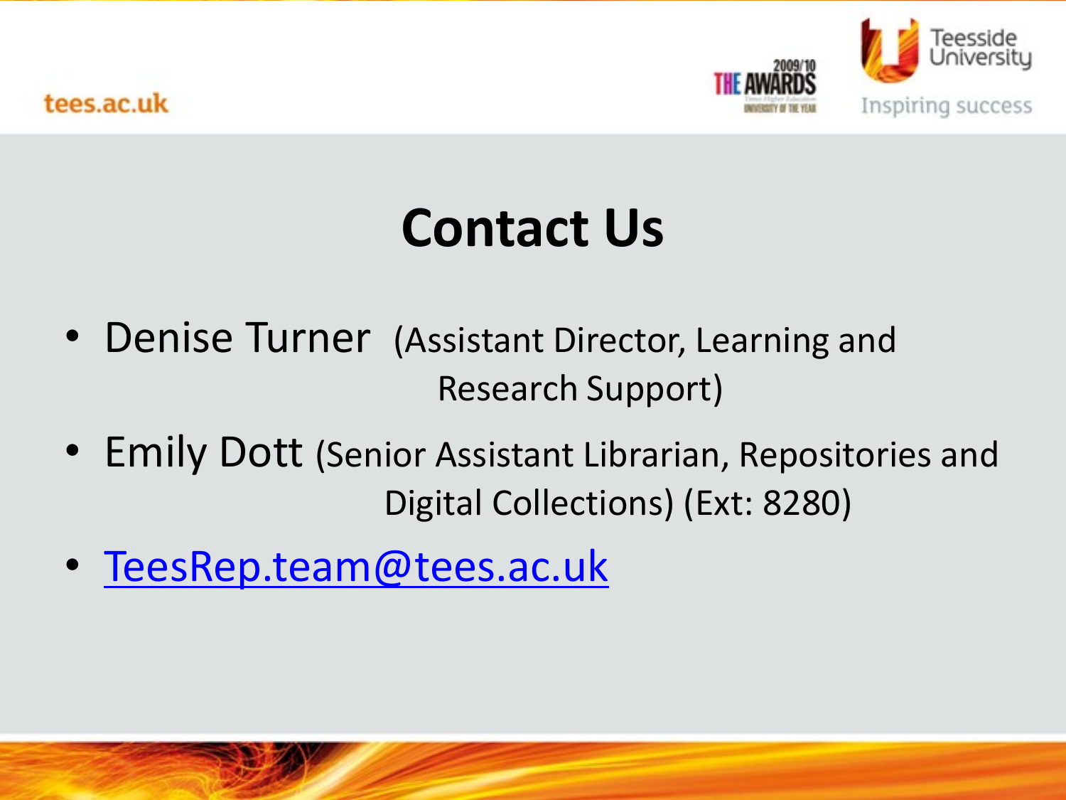# Contact Us

- Denise Turner (Assistant Director, Learning and Research Support)
- Emily Dott (Senior Assistant Librarian, Repositories and Digital Collections) (Ext: 8280)
- TeesRep.team@tees.ac.uk